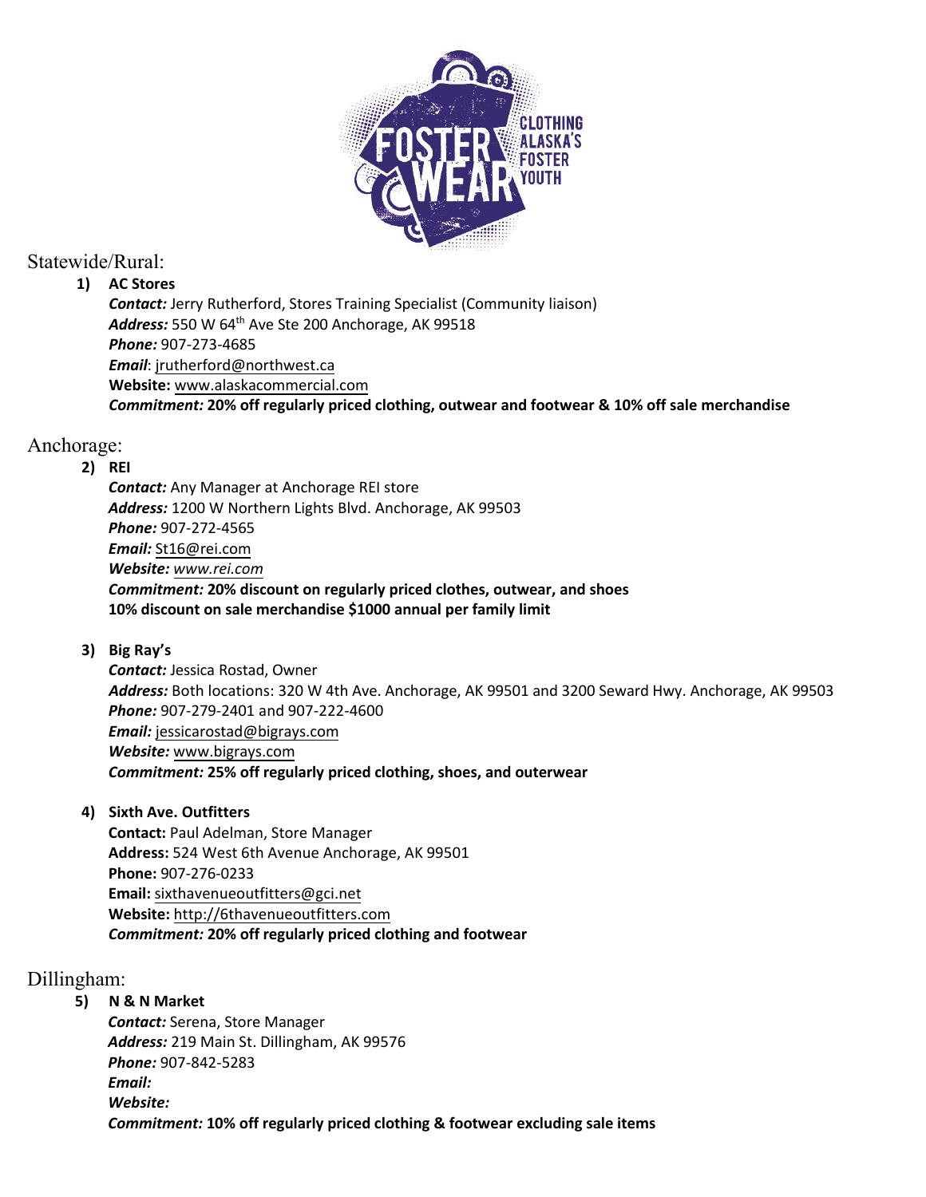FOSTER WEAR

CLOTHING ALASKA'S FOSTER YOUTH

## Statewide/Rural:

1) **AC Stores**
   ***Contact:*** Jerry Rutherford, Stores Training Specialist (Community liaison)
   ***Address:*** 550 W 64th Ave Ste 200 Anchorage, AK 99518
   ***Phone:*** 907-273-4685
   ***Email***: jrutherford@northwest.ca
   **Website:** www.alaskacommercial.com
   ***Commitment:*** **20% off regularly priced clothing, outwear and footwear & 10% off sale merchandise**

## Anchorage:

2) **REI**
   ***Contact:*** Any Manager at Anchorage REI store
   ***Address:*** 1200 W Northern Lights Blvd. Anchorage, AK 99503
   ***Phone:*** 907-272-4565
   ***Email:*** St16@rei.com
   ***Website:*** *www.rei.com*
   ***Commitment:*** **20% discount on regularly priced clothes, outwear, and shoes**
   **10% discount on sale merchandise $1000 annual per family limit**

3) **Big Ray's**
   ***Contact:*** Jessica Rostad, Owner
   ***Address:*** Both locations: 320 W 4th Ave. Anchorage, AK 99501 and 3200 Seward Hwy. Anchorage, AK 99503
   ***Phone:*** 907-279-2401 and 907-222-4600
   ***Email:*** jessicarostad@bigrays.com
   ***Website:*** www.bigrays.com
   ***Commitment:*** **25% off regularly priced clothing, shoes, and outerwear**

4) **Sixth Ave. Outfitters**
   **Contact:** Paul Adelman, Store Manager
   **Address:** 524 West 6th Avenue Anchorage, AK 99501
   **Phone:** 907-276-0233
   **Email:** sixthavenueoutfitters@gci.net
   **Website:** http://6thavenueoutfitters.com
   ***Commitment:*** **20% off regularly priced clothing and footwear**

## Dillingham:

5) **N & N Market**
   ***Contact:*** Serena, Store Manager
   ***Address:*** 219 Main St. Dillingham, AK 99576
   ***Phone:*** 907-842-5283
   ***Email:***
   ***Website:***
   ***Commitment:*** **10% off regularly priced clothing & footwear excluding sale items**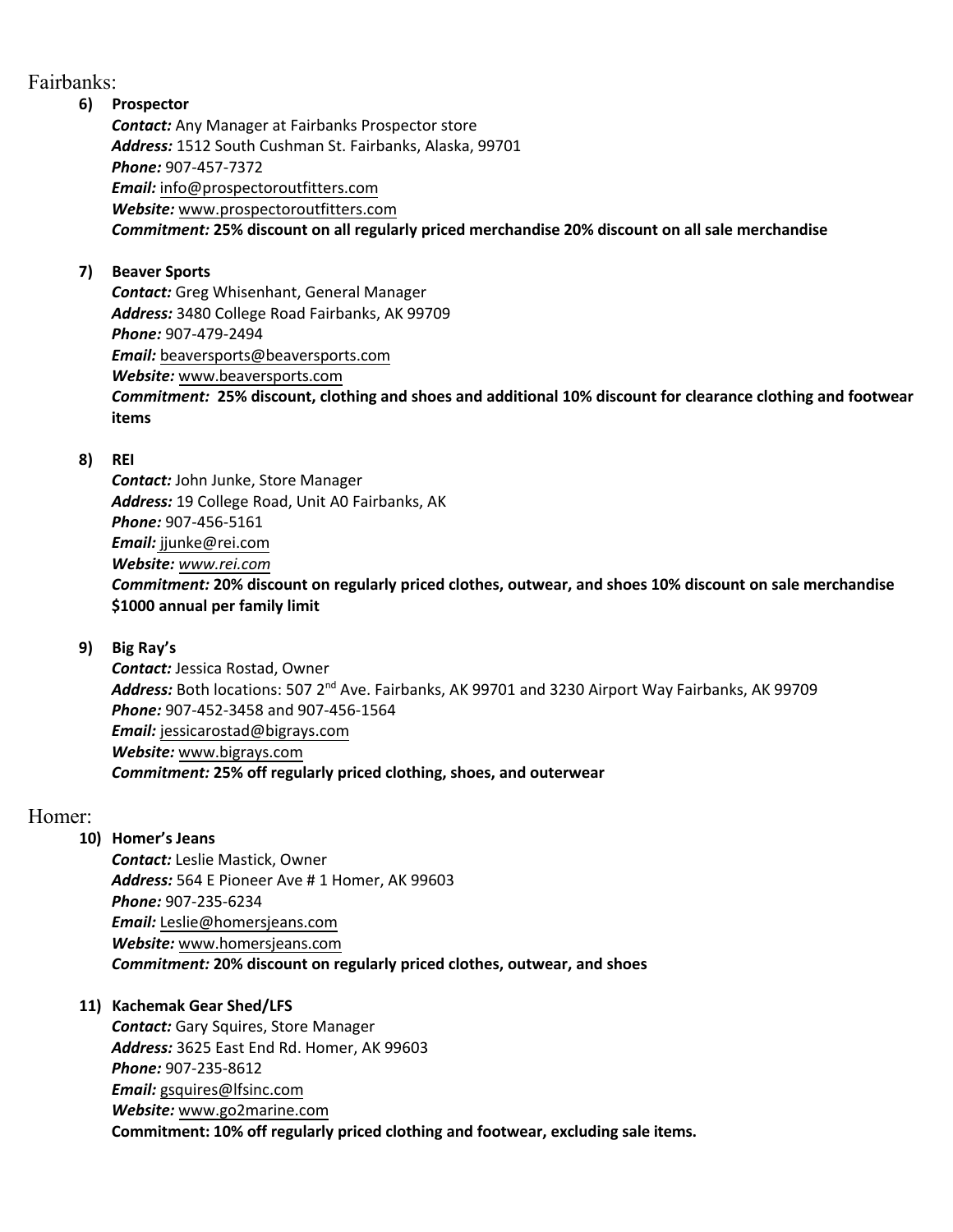## Fairbanks:

6) **Prospector**
   ***Contact:*** Any Manager at Fairbanks Prospector store
   ***Address:*** 1512 South Cushman St. Fairbanks, Alaska, 99701
   ***Phone:*** 907-457-7372
   ***Email:*** info@prospectoroutfitters.com
   ***Website:*** www.prospectoroutfitters.com
   ***Commitment:*** **25% discount on all regularly priced merchandise 20% discount on all sale merchandise**

7) **Beaver Sports**
   ***Contact:*** Greg Whisenhant, General Manager
   ***Address:*** 3480 College Road Fairbanks, AK 99709
   ***Phone:*** 907-479-2494
   ***Email:*** beaversports@beaversports.com
   ***Website:*** www.beaversports.com
   ***Commitment:*** **25% discount, clothing and shoes and additional 10% discount for clearance clothing and footwear items**

8) **REI**
   ***Contact:*** John Junke, Store Manager
   ***Address:*** 19 College Road, Unit A0 Fairbanks, AK
   ***Phone:*** 907-456-5161
   ***Email:*** jjunke@rei.com
   ***Website:*** *www.rei.com*
   ***Commitment:*** **20% discount on regularly priced clothes, outwear, and shoes 10% discount on sale merchandise $1000 annual per family limit**

9) **Big Ray's**
   ***Contact:*** Jessica Rostad, Owner
   ***Address:*** Both locations: 507 2nd Ave. Fairbanks, AK 99701 and 3230 Airport Way Fairbanks, AK 99709
   ***Phone:*** 907-452-3458 and 907-456-1564
   ***Email:*** jessicarostad@bigrays.com
   ***Website:*** www.bigrays.com
   ***Commitment:*** **25% off regularly priced clothing, shoes, and outerwear**

## Homer:

10) **Homer's Jeans**
    ***Contact:*** Leslie Mastick, Owner
    ***Address:*** 564 E Pioneer Ave # 1 Homer, AK 99603
    ***Phone:*** 907-235-6234
    ***Email:*** Leslie@homersjeans.com
    ***Website:*** www.homersjeans.com
    ***Commitment:*** **20% discount on regularly priced clothes, outwear, and shoes**

11) **Kachemak Gear Shed/LFS**
    ***Contact:*** Gary Squires, Store Manager
    ***Address:*** 3625 East End Rd. Homer, AK 99603
    ***Phone:*** 907-235-8612
    ***Email:*** gsquires@lfsinc.com
    ***Website:*** www.go2marine.com
    **Commitment: 10% off regularly priced clothing and footwear, excluding sale items.**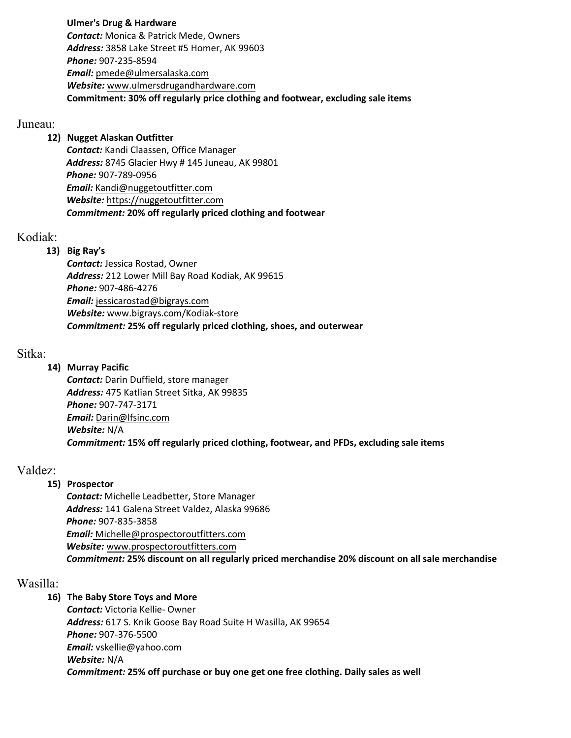**Ulmer's Drug & Hardware**
***Contact:*** Monica & Patrick Mede, Owners
***Address:*** 3858 Lake Street #5 Homer, AK 99603
***Phone:*** 907-235-8594
***Email:*** pmede@ulmersalaska.com
***Website:*** www.ulmersdrugandhardware.com
**Commitment: 30% off regularly price clothing and footwear, excluding sale items**

## Juneau:

**12) Nugget Alaskan Outfitter**
***Contact:*** Kandi Claassen, Office Manager
***Address:*** 8745 Glacier Hwy # 145 Juneau, AK 99801
***Phone:*** 907-789-0956
***Email:*** Kandi@nuggetoutfitter.com
***Website:*** https://nuggetoutfitter.com
***Commitment:*** **20% off regularly priced clothing and footwear**

## Kodiak:

**13) Big Ray's**
***Contact:*** Jessica Rostad, Owner
***Address:*** 212 Lower Mill Bay Road Kodiak, AK 99615
***Phone:*** 907-486-4276
***Email:*** jessicarostad@bigrays.com
***Website:*** www.bigrays.com/Kodiak-store
***Commitment:*** **25% off regularly priced clothing, shoes, and outerwear**

## Sitka:

**14) Murray Pacific**
***Contact:*** Darin Duffield, store manager
***Address:*** 475 Katlian Street Sitka, AK 99835
***Phone:*** 907-747-3171
***Email:*** Darin@lfsinc.com
***Website:*** N/A
***Commitment:*** **15% off regularly priced clothing, footwear, and PFDs, excluding sale items**

## Valdez:

**15) Prospector**
***Contact:*** Michelle Leadbetter, Store Manager
***Address:*** 141 Galena Street Valdez, Alaska 99686
***Phone:*** 907-835-3858
***Email:*** Michelle@prospectoroutfitters.com
***Website:*** www.prospectoroutfitters.com
***Commitment:*** **25% discount on all regularly priced merchandise 20% discount on all sale merchandise**

## Wasilla:

**16) The Baby Store Toys and More**
***Contact:*** Victoria Kellie- Owner
***Address:*** 617 S. Knik Goose Bay Road Suite H Wasilla, AK 99654
***Phone:*** 907-376-5500
***Email:*** vskellie@yahoo.com
***Website:*** N/A
***Commitment:*** **25% off purchase or buy one get one free clothing. Daily sales as well**